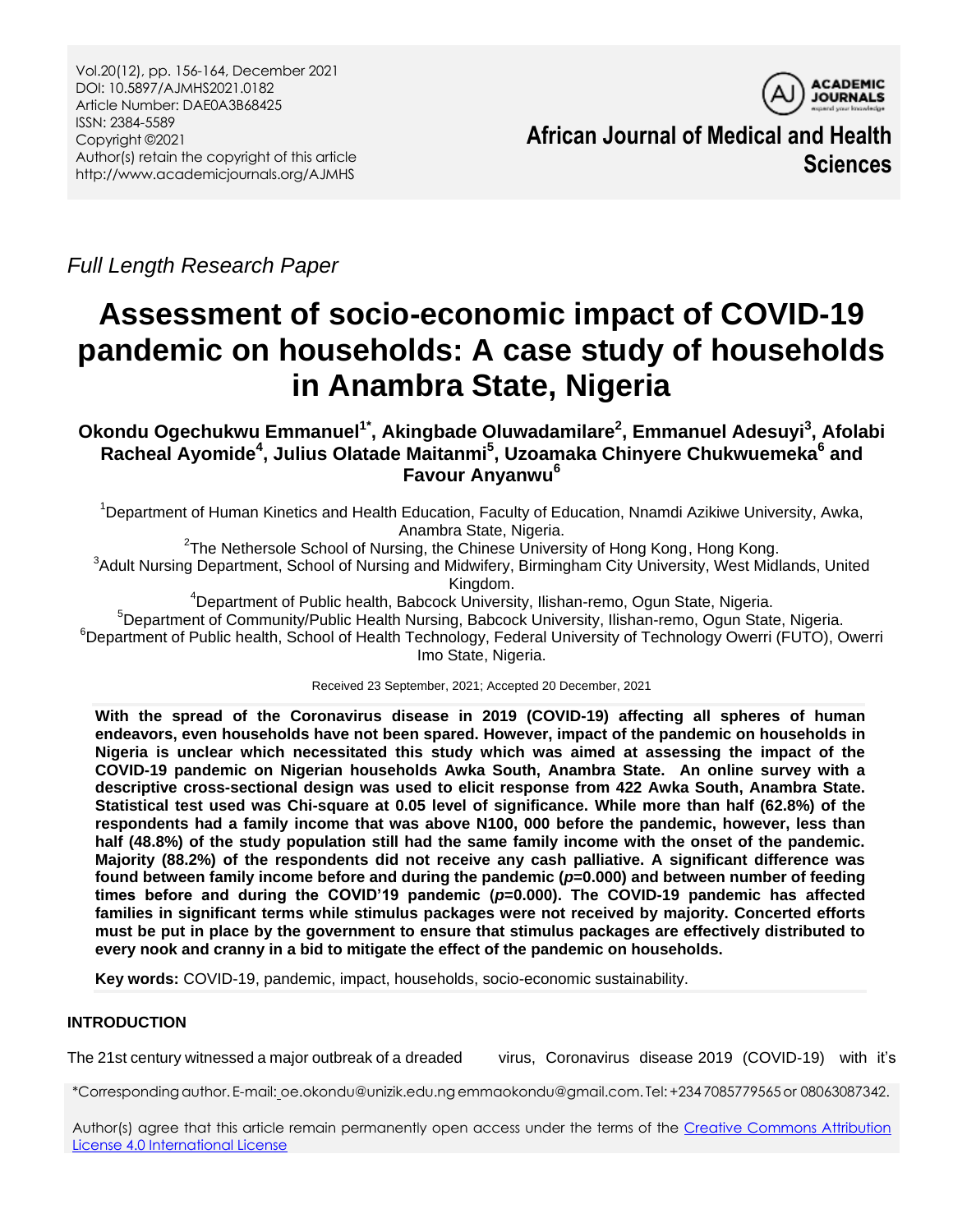Full Length Research Paper

# Assessment of socio-economic impact of COVID-19 pandemic on households: A case study of households in Anambra State, Nigeria

**Okondu Ogechukwu Emmanuel[1*], Akingbade Oluwadamilare[2], Emmanuel Adesuyi[3], Afolabi Racheal Ayomide[4], Julius Olatade Maitanmi[5], Uzoamaka Chinyere Chukwuemeka[6] and Favour Anyanwu[6]**

[1]Department of Human Kinetics and Health Education, Faculty of Education, Nnamdi Azikiwe University, Awka, Anambra State, Nigeria.

[2]The Nethersole School of Nursing, the Chinese University of Hong Kong, Hong Kong.

[3]Adult Nursing Department, School of Nursing and Midwifery, Birmingham City University, West Midlands, United Kingdom.

[4]Department of Public health, Babcock University, Ilishan-remo, Ogun State, Nigeria.

[5]Department of Community/Public Health Nursing, Babcock University, Ilishan-remo, Ogun State, Nigeria.

[6]Department of Public health, School of Health Technology, Federal University of Technology Owerri (FUTO), Owerri Imo State, Nigeria.

Received 23 September, 2021; Accepted 20 December, 2021

**With the spread of the Coronavirus disease in 2019 (COVID-19) affecting all spheres of human endeavors, even households have not been spared. However, impact of the pandemic on households in Nigeria is unclear which necessitated this study which was aimed at assessing the impact of the COVID-19 pandemic on Nigerian households Awka South, Anambra State. An online survey with a descriptive cross-sectional design was used to elicit response from 422 Awka South, Anambra State. Statistical test used was Chi-square at 0.05 level of significance. While more than half (62.8%) of the respondents had a family income that was above N100, 000 before the pandemic, however, less than half (48.8%) of the study population still had the same family income with the onset of the pandemic. Majority (88.2%) of the respondents did not receive any cash palliative. A significant difference was found between family income before and during the pandemic (*p*=0.000) and between number of feeding times before and during the COVID'19 pandemic (*p*=0.000). The COVID-19 pandemic has affected families in significant terms while stimulus packages were not received by majority. Concerted efforts must be put in place by the government to ensure that stimulus packages are effectively distributed to every nook and cranny in a bid to mitigate the effect of the pandemic on households.**

**Key words:** COVID-19, pandemic, impact, households, socio-economic sustainability.

## INTRODUCTION

The 21st century witnessed a major outbreak of a dreaded virus, Coronavirus disease 2019 (COVID-19) with it's

*Corresponding author. E-mail: oe.okondu@unizik.edu.ng emmaokondu@gmail.com. Tel: +234 7085779565 or 08063087342.

Author(s) agree that this article remain permanently open access under the terms of the Creative Commons Attribution License 4.0 International License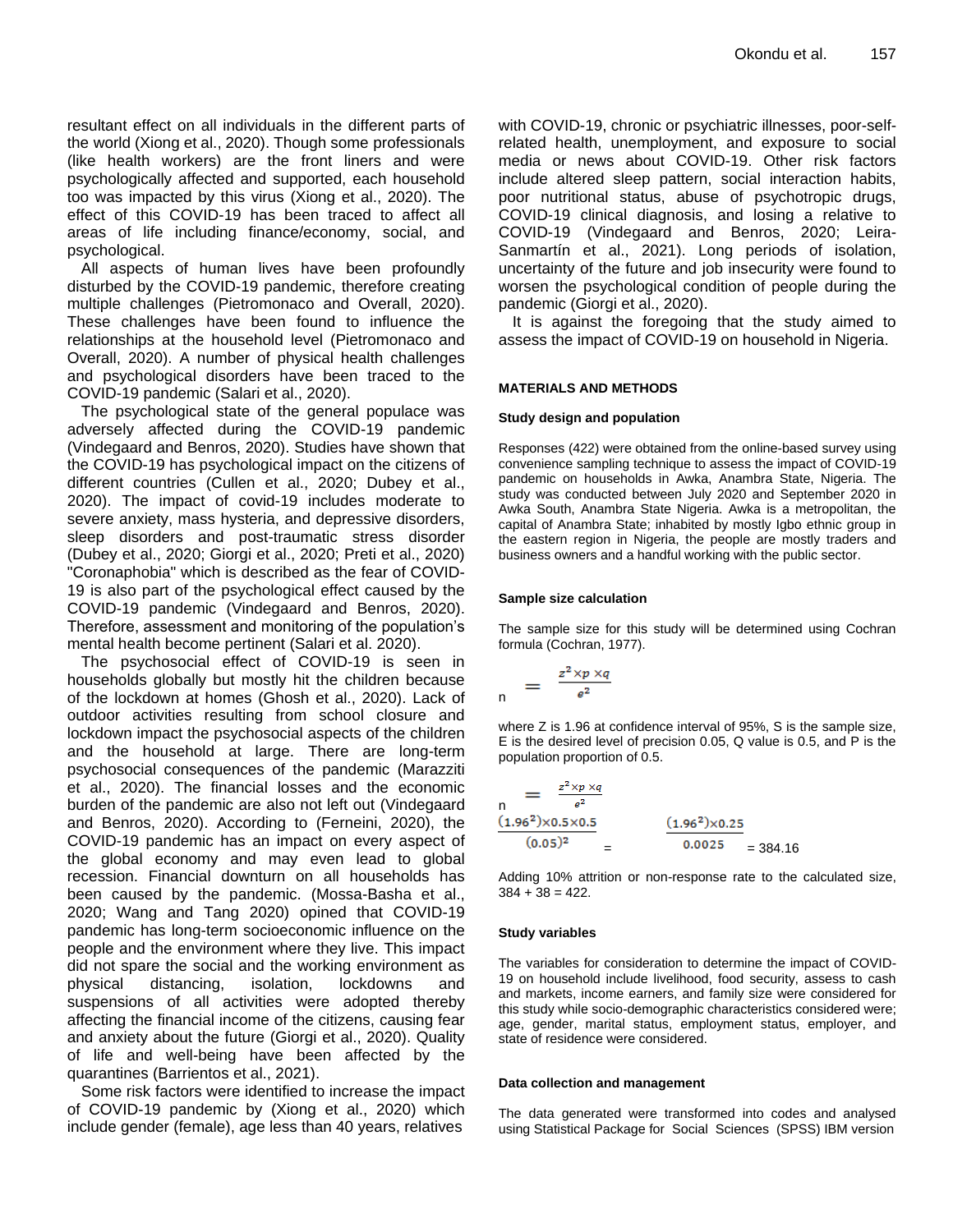resultant effect on all individuals in the different parts of the world (Xiong et al., 2020). Though some professionals (like health workers) are the front liners and were psychologically affected and supported, each household too was impacted by this virus (Xiong et al., 2020). The effect of this COVID-19 has been traced to affect all areas of life including finance/economy, social, and psychological.

All aspects of human lives have been profoundly disturbed by the COVID-19 pandemic, therefore creating multiple challenges (Pietromonaco and Overall, 2020). These challenges have been found to influence the relationships at the household level (Pietromonaco and Overall, 2020). A number of physical health challenges and psychological disorders have been traced to the COVID-19 pandemic (Salari et al., 2020).

The psychological state of the general populace was adversely affected during the COVID-19 pandemic (Vindegaard and Benros, 2020). Studies have shown that the COVID-19 has psychological impact on the citizens of different countries (Cullen et al., 2020; Dubey et al., 2020). The impact of covid-19 includes moderate to severe anxiety, mass hysteria, and depressive disorders, sleep disorders and post-traumatic stress disorder (Dubey et al., 2020; Giorgi et al., 2020; Preti et al., 2020) "Coronaphobia" which is described as the fear of COVID-19 is also part of the psychological effect caused by the COVID-19 pandemic (Vindegaard and Benros, 2020). Therefore, assessment and monitoring of the population's mental health become pertinent (Salari et al. 2020).

The psychosocial effect of COVID-19 is seen in households globally but mostly hit the children because of the lockdown at homes (Ghosh et al., 2020). Lack of outdoor activities resulting from school closure and lockdown impact the psychosocial aspects of the children and the household at large. There are long-term psychosocial consequences of the pandemic (Marazziti et al., 2020). The financial losses and the economic burden of the pandemic are also not left out (Vindegaard and Benros, 2020). According to (Ferneini, 2020), the COVID-19 pandemic has an impact on every aspect of the global economy and may even lead to global recession. Financial downturn on all households has been caused by the pandemic. (Mossa-Basha et al., 2020; Wang and Tang 2020) opined that COVID-19 pandemic has long-term socioeconomic influence on the people and the environment where they live. This impact did not spare the social and the working environment as physical distancing, isolation, lockdowns and suspensions of all activities were adopted thereby affecting the financial income of the citizens, causing fear and anxiety about the future (Giorgi et al., 2020). Quality of life and well-being have been affected by the quarantines (Barrientos et al., 2021).

Some risk factors were identified to increase the impact of COVID-19 pandemic by (Xiong et al., 2020) which include gender (female), age less than 40 years, relatives with COVID-19, chronic or psychiatric illnesses, poor-self-related health, unemployment, and exposure to social media or news about COVID-19. Other risk factors include altered sleep pattern, social interaction habits, poor nutritional status, abuse of psychotropic drugs, COVID-19 clinical diagnosis, and losing a relative to COVID-19 (Vindegaard and Benros, 2020; Leira-Sanmartín et al., 2021). Long periods of isolation, uncertainty of the future and job insecurity were found to worsen the psychological condition of people during the pandemic (Giorgi et al., 2020).

It is against the foregoing that the study aimed to assess the impact of COVID-19 on household in Nigeria.

## MATERIALS AND METHODS

### Study design and population

Responses (422) were obtained from the online-based survey using convenience sampling technique to assess the impact of COVID-19 pandemic on households in Awka, Anambra State, Nigeria. The study was conducted between July 2020 and September 2020 in Awka South, Anambra State Nigeria. Awka is a metropolitan, the capital of Anambra State; inhabited by mostly Igbo ethnic group in the eastern region in Nigeria, the people are mostly traders and business owners and a handful working with the public sector.

### Sample size calculation

The sample size for this study will be determined using Cochran formula (Cochran, 1977).

$$n = \frac{z^2 \times p \times q}{e^2}$$

where Z is 1.96 at confidence interval of 95%, S is the sample size, E is the desired level of precision 0.05, Q value is 0.5, and P is the population proportion of 0.5.

$$n = \frac{z^2 \times p \times q}{e^2}$$

$$\frac{(1.96^2) \times 0.5 \times 0.5}{(0.05)^2} = \frac{(1.96^2) \times 0.25}{0.0025} = 384.16$$

Adding 10% attrition or non-response rate to the calculated size, 384 + 38 = 422.

### Study variables

The variables for consideration to determine the impact of COVID-19 on household include livelihood, food security, assess to cash and markets, income earners, and family size were considered for this study while socio-demographic characteristics considered were; age, gender, marital status, employment status, employer, and state of residence were considered.

### Data collection and management

The data generated were transformed into codes and analysed using Statistical Package for Social Sciences (SPSS) IBM version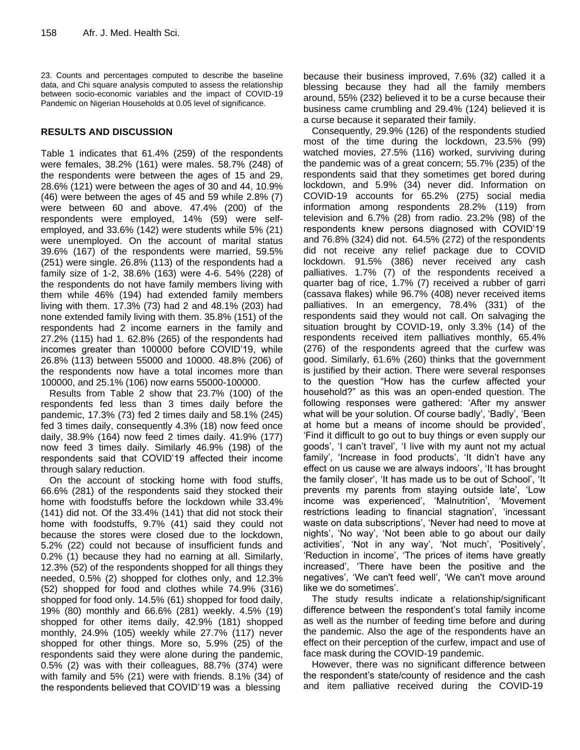23. Counts and percentages computed to describe the baseline data, and Chi square analysis computed to assess the relationship between socio-economic variables and the impact of COVID-19 Pandemic on Nigerian Households at 0.05 level of significance.

## RESULTS AND DISCUSSION

Table 1 indicates that 61.4% (259) of the respondents were females, 38.2% (161) were males. 58.7% (248) of the respondents were between the ages of 15 and 29, 28.6% (121) were between the ages of 30 and 44, 10.9% (46) were between the ages of 45 and 59 while 2.8% (7) were between 60 and above. 47.4% (200) of the respondents were employed, 14% (59) were self-employed, and 33.6% (142) were students while 5% (21) were unemployed. On the account of marital status 39.6% (167) of the respondents were married, 59.5% (251) were single. 26.8% (113) of the respondents had a family size of 1-2, 38.6% (163) were 4-6. 54% (228) of the respondents do not have family members living with them while 46% (194) had extended family members living with them. 17.3% (73) had 2 and 48.1% (203) had none extended family living with them. 35.8% (151) of the respondents had 2 income earners in the family and 27.2% (115) had 1. 62.8% (265) of the respondents had incomes greater than 100000 before COVID'19, while 26.8% (113) between 55000 and 10000. 48.8% (206) of the respondents now have a total incomes more than 100000, and 25.1% (106) now earns 55000-100000.

Results from Table 2 show that 23.7% (100) of the respondents fed less than 3 times daily before the pandemic, 17.3% (73) fed 2 times daily and 58.1% (245) fed 3 times daily, consequently 4.3% (18) now feed once daily, 38.9% (164) now feed 2 times daily. 41.9% (177) now feed 3 times daily. Similarly 46.9% (198) of the respondents said that COVID'19 affected their income through salary reduction.

On the account of stocking home with food stuffs, 66.6% (281) of the respondents said they stocked their home with foodstuffs before the lockdown while 33.4% (141) did not. Of the 33.4% (141) that did not stock their home with foodstuffs, 9.7% (41) said they could not because the stores were closed due to the lockdown, 5.2% (22) could not because of insufficient funds and 0.2% (1) because they had no earning at all. Similarly, 12.3% (52) of the respondents shopped for all things they needed, 0.5% (2) shopped for clothes only, and 12.3% (52) shopped for food and clothes while 74.9% (316) shopped for food only. 14.5% (61) shopped for food daily, 19% (80) monthly and 66.6% (281) weekly. 4.5% (19) shopped for other items daily, 42.9% (181) shopped monthly, 24.9% (105) weekly while 27.7% (117) never shopped for other things. More so, 5.9% (25) of the respondents said they were alone during the pandemic, 0.5% (2) was with their colleagues, 88.7% (374) were with family and 5% (21) were with friends. 8.1% (34) of the respondents believed that COVID'19 was a blessing because their business improved, 7.6% (32) called it a blessing because they had all the family members around, 55% (232) believed it to be a curse because their business came crumbling and 29.4% (124) believed it is a curse because it separated their family.

Consequently, 29.9% (126) of the respondents studied most of the time during the lockdown, 23.5% (99) watched movies, 27.5% (116) worked, surviving during the pandemic was of a great concern; 55.7% (235) of the respondents said that they sometimes get bored during lockdown, and 5.9% (34) never did. Information on COVID-19 accounts for 65.2% (275) social media information among respondents 28.2% (119) from television and 6.7% (28) from radio. 23.2% (98) of the respondents knew persons diagnosed with COVID'19 and 76.8% (324) did not. 64.5% (272) of the respondents did not receive any relief package due to COVID lockdown. 91.5% (386) never received any cash palliatives. 1.7% (7) of the respondents received a quarter bag of rice, 1.7% (7) received a rubber of garri (cassava flakes) while 96.7% (408) never received items palliatives. In an emergency, 78.4% (331) of the respondents said they would not call. On salvaging the situation brought by COVID-19, only 3.3% (14) of the respondents received item palliatives monthly, 65.4% (276) of the respondents agreed that the curfew was good. Similarly, 61.6% (260) thinks that the government is justified by their action. There were several responses to the question "How has the curfew affected your household?" as this was an open-ended question. The following responses were gathered: 'After my answer what will be your solution. Of course badly', 'Badly', 'Been at home but a means of income should be provided', 'Find it difficult to go out to buy things or even supply our goods', 'I can't travel', 'I live with my aunt not my actual family', 'Increase in food products', 'It didn't have any effect on us cause we are always indoors', 'It has brought the family closer', 'It has made us to be out of School', 'It prevents my parents from staying outside late', 'Low income was experienced', 'Malnutrition', 'Movement restrictions leading to financial stagnation', 'incessant waste on data subscriptions', 'Never had need to move at nights', 'No way', 'Not been able to go about our daily activities', 'Not in any way', 'Not much', 'Positively', 'Reduction in income', 'The prices of items have greatly increased', 'There have been the positive and the negatives', 'We can't feed well', 'We can't move around like we do sometimes'.

The study results indicate a relationship/significant difference between the respondent's total family income as well as the number of feeding time before and during the pandemic. Also the age of the respondents have an effect on their perception of the curfew, impact and use of face mask during the COVID-19 pandemic.

However, there was no significant difference between the respondent's state/county of residence and the cash and item palliative received during the COVID-19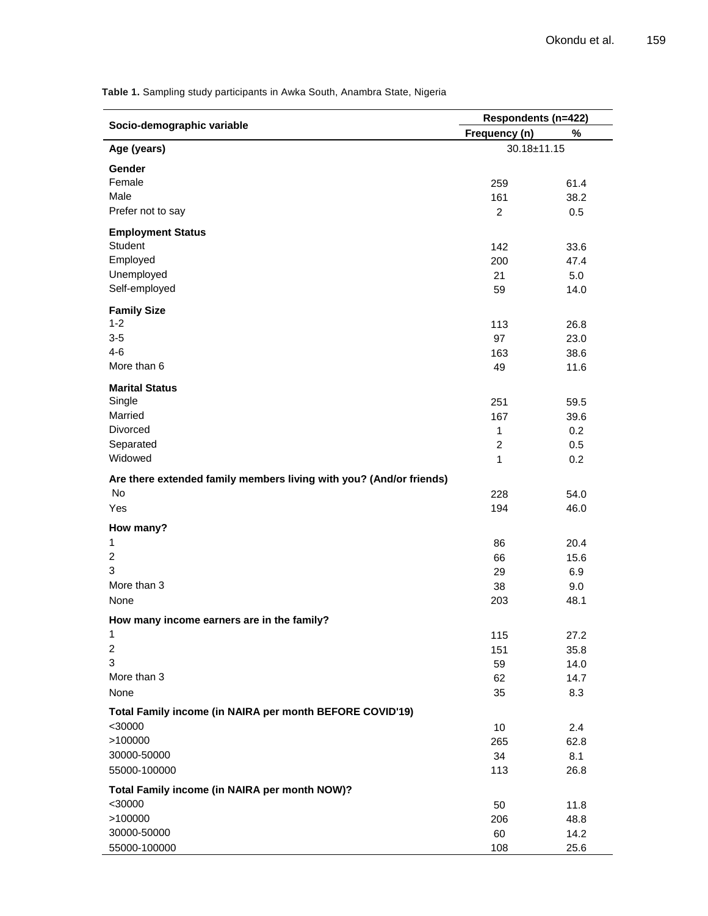**Table 1.** Sampling study participants in Awka South, Anambra State, Nigeria

| Socio-demographic variable | Respondents (n=422) | |
|---|---|---|
| | Frequency (n) | % |
| **Age (years)** | 30.18±11.15 | |
| **Gender** | | |
| Female | 259 | 61.4 |
| Male | 161 | 38.2 |
| Prefer not to say | 2 | 0.5 |
| **Employment Status** | | |
| Student | 142 | 33.6 |
| Employed | 200 | 47.4 |
| Unemployed | 21 | 5.0 |
| Self-employed | 59 | 14.0 |
| **Family Size** | | |
| 1-2 | 113 | 26.8 |
| 3-5 | 97 | 23.0 |
| 4-6 | 163 | 38.6 |
| More than 6 | 49 | 11.6 |
| **Marital Status** | | |
| Single | 251 | 59.5 |
| Married | 167 | 39.6 |
| Divorced | 1 | 0.2 |
| Separated | 2 | 0.5 |
| Widowed | 1 | 0.2 |
| **Are there extended family members living with you? (And/or friends)** | | |
| No | 228 | 54.0 |
| Yes | 194 | 46.0 |
| **How many?** | | |
| 1 | 86 | 20.4 |
| 2 | 66 | 15.6 |
| 3 | 29 | 6.9 |
| More than 3 | 38 | 9.0 |
| None | 203 | 48.1 |
| **How many income earners are in the family?** | | |
| 1 | 115 | 27.2 |
| 2 | 151 | 35.8 |
| 3 | 59 | 14.0 |
| More than 3 | 62 | 14.7 |
| None | 35 | 8.3 |
| **Total Family income (in NAIRA per month BEFORE COVID'19)** | | |
| <30000 | 10 | 2.4 |
| >100000 | 265 | 62.8 |
| 30000-50000 | 34 | 8.1 |
| 55000-100000 | 113 | 26.8 |
| **Total Family income (in NAIRA per month NOW)?** | | |
| <30000 | 50 | 11.8 |
| >100000 | 206 | 48.8 |
| 30000-50000 | 60 | 14.2 |
| 55000-100000 | 108 | 25.6 |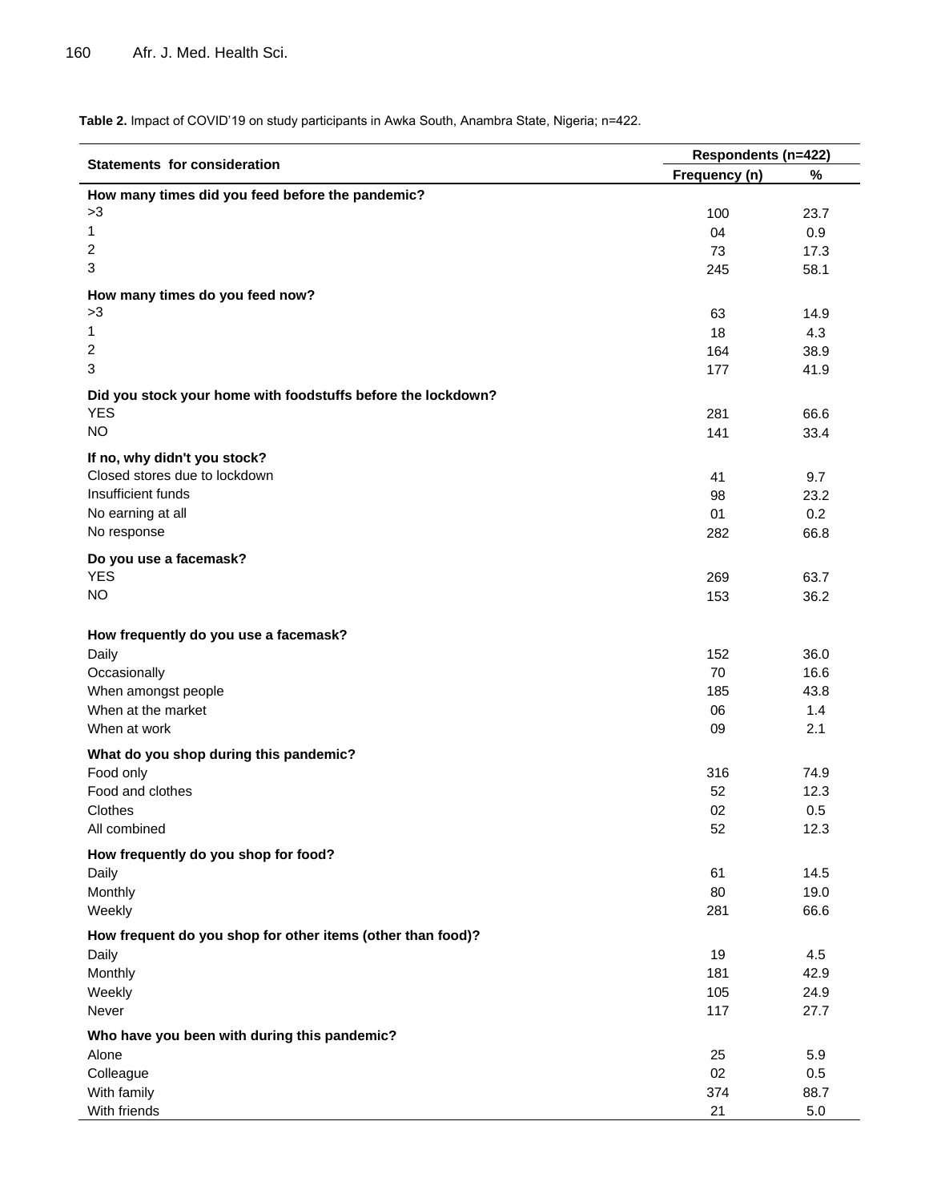**Table 2.** Impact of COVID'19 on study participants in Awka South, Anambra State, Nigeria; n=422.

| Statements for consideration | Respondents (n=422) | |
|---|---|---|
| | Frequency (n) | % |
| **How many times did you feed before the pandemic?** | | |
| >3 | 100 | 23.7 |
| 1 | 04 | 0.9 |
| 2 | 73 | 17.3 |
| 3 | 245 | 58.1 |
| **How many times do you feed now?** | | |
| >3 | 63 | 14.9 |
| 1 | 18 | 4.3 |
| 2 | 164 | 38.9 |
| 3 | 177 | 41.9 |
| **Did you stock your home with foodstuffs before the lockdown?** | | |
| YES | 281 | 66.6 |
| NO | 141 | 33.4 |
| **If no, why didn't you stock?** | | |
| Closed stores due to lockdown | 41 | 9.7 |
| Insufficient funds | 98 | 23.2 |
| No earning at all | 01 | 0.2 |
| No response | 282 | 66.8 |
| **Do you use a facemask?** | | |
| YES | 269 | 63.7 |
| NO | 153 | 36.2 |
| **How frequently do you use a facemask?** | | |
| Daily | 152 | 36.0 |
| Occasionally | 70 | 16.6 |
| When amongst people | 185 | 43.8 |
| When at the market | 06 | 1.4 |
| When at work | 09 | 2.1 |
| **What do you shop during this pandemic?** | | |
| Food only | 316 | 74.9 |
| Food and clothes | 52 | 12.3 |
| Clothes | 02 | 0.5 |
| All combined | 52 | 12.3 |
| **How frequently do you shop for food?** | | |
| Daily | 61 | 14.5 |
| Monthly | 80 | 19.0 |
| Weekly | 281 | 66.6 |
| **How frequent do you shop for other items (other than food)?** | | |
| Daily | 19 | 4.5 |
| Monthly | 181 | 42.9 |
| Weekly | 105 | 24.9 |
| Never | 117 | 27.7 |
| **Who have you been with during this pandemic?** | | |
| Alone | 25 | 5.9 |
| Colleague | 02 | 0.5 |
| With family | 374 | 88.7 |
| With friends | 21 | 5.0 |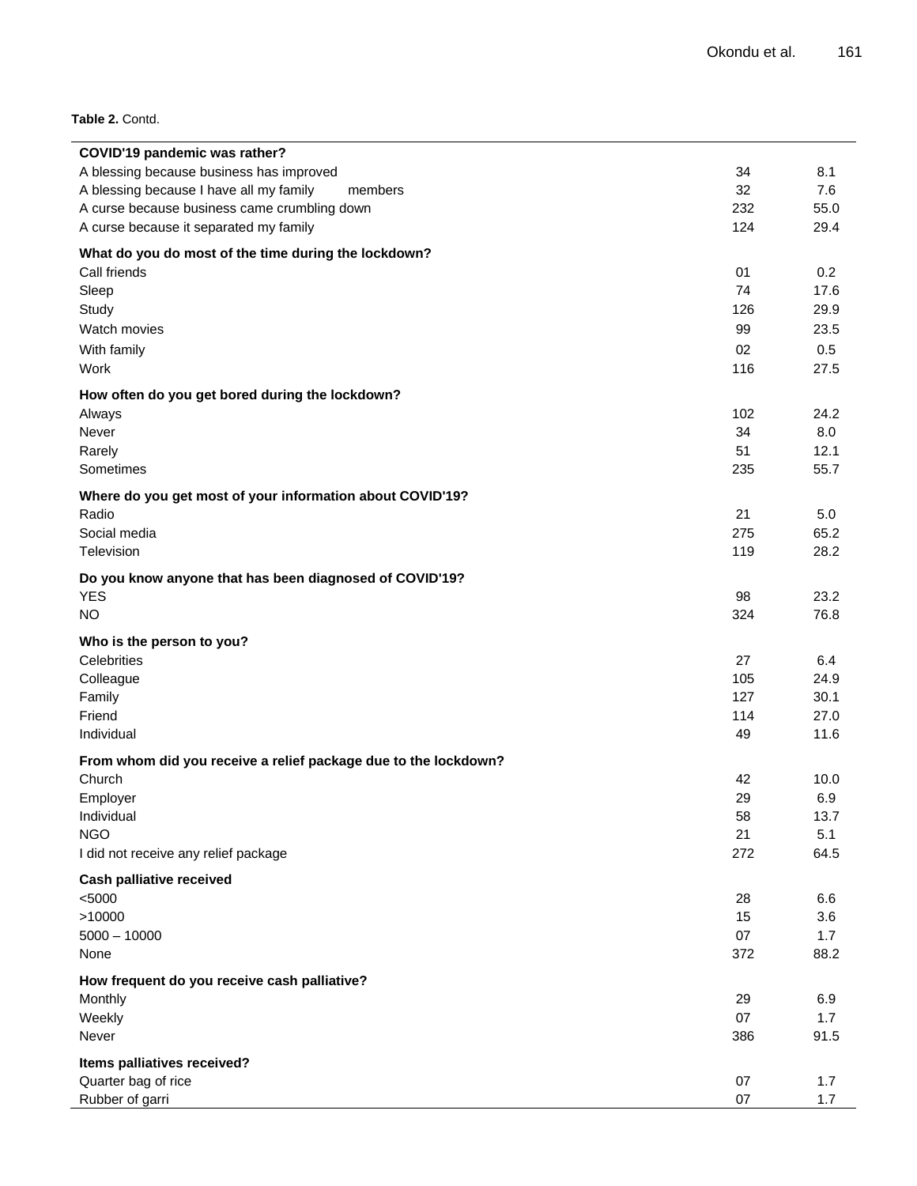**Table 2.** Contd.

| | | |
|---|---|---|
| **COVID'19 pandemic was rather?** | | |
| A blessing because business has improved | 34 | 8.1 |
| A blessing because I have all my family members | 32 | 7.6 |
| A curse because business came crumbling down | 232 | 55.0 |
| A curse because it separated my family | 124 | 29.4 |
| **What do you do most of the time during the lockdown?** | | |
| Call friends | 01 | 0.2 |
| Sleep | 74 | 17.6 |
| Study | 126 | 29.9 |
| Watch movies | 99 | 23.5 |
| With family | 02 | 0.5 |
| Work | 116 | 27.5 |
| **How often do you get bored during the lockdown?** | | |
| Always | 102 | 24.2 |
| Never | 34 | 8.0 |
| Rarely | 51 | 12.1 |
| Sometimes | 235 | 55.7 |
| **Where do you get most of your information about COVID'19?** | | |
| Radio | 21 | 5.0 |
| Social media | 275 | 65.2 |
| Television | 119 | 28.2 |
| **Do you know anyone that has been diagnosed of COVID'19?** | | |
| YES | 98 | 23.2 |
| NO | 324 | 76.8 |
| **Who is the person to you?** | | |
| Celebrities | 27 | 6.4 |
| Colleague | 105 | 24.9 |
| Family | 127 | 30.1 |
| Friend | 114 | 27.0 |
| Individual | 49 | 11.6 |
| **From whom did you receive a relief package due to the lockdown?** | | |
| Church | 42 | 10.0 |
| Employer | 29 | 6.9 |
| Individual | 58 | 13.7 |
| NGO | 21 | 5.1 |
| I did not receive any relief package | 272 | 64.5 |
| **Cash palliative received** | | |
| <5000 | 28 | 6.6 |
| >10000 | 15 | 3.6 |
| 5000 – 10000 | 07 | 1.7 |
| None | 372 | 88.2 |
| **How frequent do you receive cash palliative?** | | |
| Monthly | 29 | 6.9 |
| Weekly | 07 | 1.7 |
| Never | 386 | 91.5 |
| **Items palliatives received?** | | |
| Quarter bag of rice | 07 | 1.7 |
| Rubber of garri | 07 | 1.7 |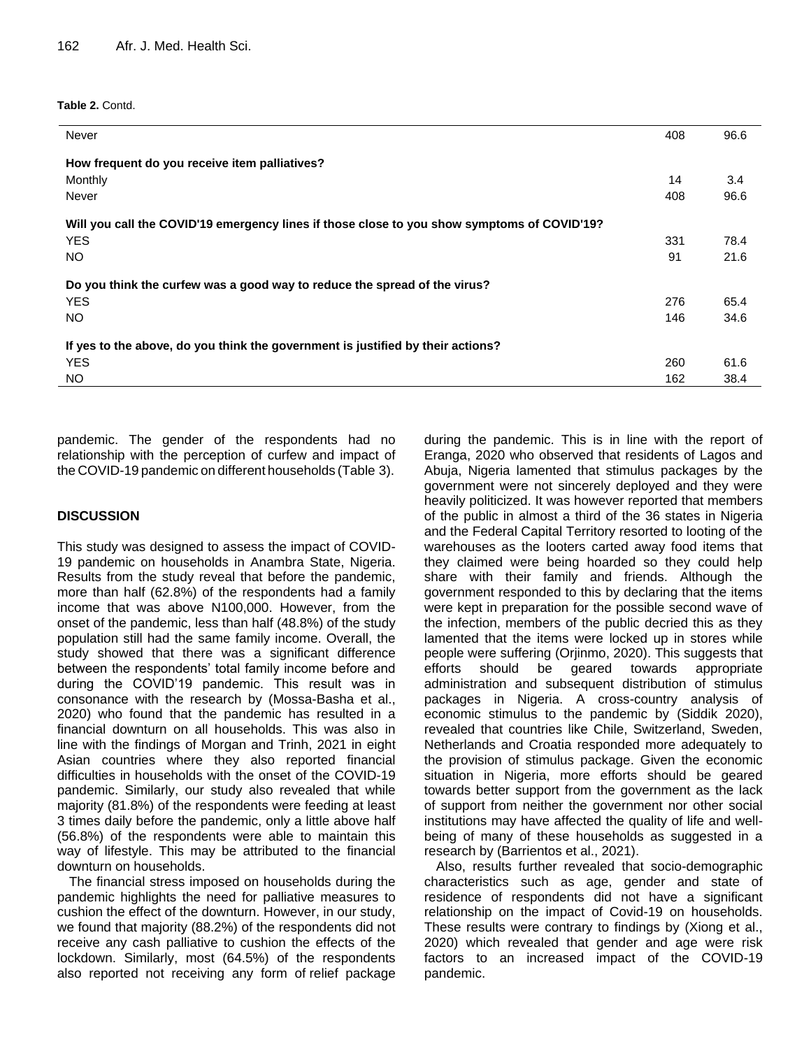**Table 2.** Contd.

| | | |
|---|---|---|
| Never | 408 | 96.6 |
| **How frequent do you receive item palliatives?** | | |
| Monthly | 14 | 3.4 |
| Never | 408 | 96.6 |
| **Will you call the COVID'19 emergency lines if those close to you show symptoms of COVID'19?** | | |
| YES | 331 | 78.4 |
| NO | 91 | 21.6 |
| **Do you think the curfew was a good way to reduce the spread of the virus?** | | |
| YES | 276 | 65.4 |
| NO | 146 | 34.6 |
| **If yes to the above, do you think the government is justified by their actions?** | | |
| YES | 260 | 61.6 |
| NO | 162 | 38.4 |

pandemic. The gender of the respondents had no relationship with the perception of curfew and impact of the COVID-19 pandemic on different households (Table 3).

## DISCUSSION

This study was designed to assess the impact of COVID-19 pandemic on households in Anambra State, Nigeria. Results from the study reveal that before the pandemic, more than half (62.8%) of the respondents had a family income that was above N100,000. However, from the onset of the pandemic, less than half (48.8%) of the study population still had the same family income. Overall, the study showed that there was a significant difference between the respondents' total family income before and during the COVID'19 pandemic. This result was in consonance with the research by (Mossa-Basha et al., 2020) who found that the pandemic has resulted in a financial downturn on all households. This was also in line with the findings of Morgan and Trinh, 2021 in eight Asian countries where they also reported financial difficulties in households with the onset of the COVID-19 pandemic. Similarly, our study also revealed that while majority (81.8%) of the respondents were feeding at least 3 times daily before the pandemic, only a little above half (56.8%) of the respondents were able to maintain this way of lifestyle. This may be attributed to the financial downturn on households.

The financial stress imposed on households during the pandemic highlights the need for palliative measures to cushion the effect of the downturn. However, in our study, we found that majority (88.2%) of the respondents did not receive any cash palliative to cushion the effects of the lockdown. Similarly, most (64.5%) of the respondents also reported not receiving any form of relief package during the pandemic. This is in line with the report of Eranga, 2020 who observed that residents of Lagos and Abuja, Nigeria lamented that stimulus packages by the government were not sincerely deployed and they were heavily politicized. It was however reported that members of the public in almost a third of the 36 states in Nigeria and the Federal Capital Territory resorted to looting of the warehouses as the looters carted away food items that they claimed were being hoarded so they could help share with their family and friends. Although the government responded to this by declaring that the items were kept in preparation for the possible second wave of the infection, members of the public decried this as they lamented that the items were locked up in stores while people were suffering (Orjinmo, 2020). This suggests that efforts should be geared towards appropriate administration and subsequent distribution of stimulus packages in Nigeria. A cross-country analysis of economic stimulus to the pandemic by (Siddik 2020), revealed that countries like Chile, Switzerland, Sweden, Netherlands and Croatia responded more adequately to the provision of stimulus package. Given the economic situation in Nigeria, more efforts should be geared towards better support from the government as the lack of support from neither the government nor other social institutions may have affected the quality of life and well-being of many of these households as suggested in a research by (Barrientos et al., 2021).

Also, results further revealed that socio-demographic characteristics such as age, gender and state of residence of respondents did not have a significant relationship on the impact of Covid-19 on households. These results were contrary to findings by (Xiong et al., 2020) which revealed that gender and age were risk factors to an increased impact of the COVID-19 pandemic.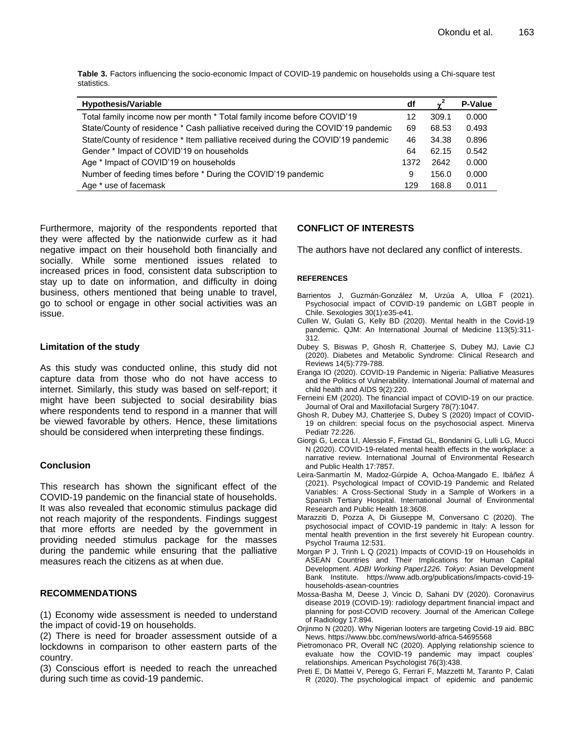**Table 3.** Factors influencing the socio-economic Impact of COVID-19 pandemic on households using a Chi-square test statistics.

| Hypothesis/Variable | df | $\chi^2$ | P-Value |
|---|---|---|---|
| Total family income now per month * Total family income before COVID'19 | 12 | 309.1 | 0.000 |
| State/County of residence * Cash palliative received during the COVID'19 pandemic | 69 | 68.53 | 0.493 |
| State/County of residence * Item palliative received during the COVID'19 pandemic | 46 | 34.38 | 0.896 |
| Gender * Impact of COVID'19 on households | 64 | 62.15 | 0.542 |
| Age * Impact of COVID'19 on households | 1372 | 2642 | 0.000 |
| Number of feeding times before * During the COVID'19 pandemic | 9 | 156.0 | 0.000 |
| Age * use of facemask | 129 | 168.8 | 0.011 |

Furthermore, majority of the respondents reported that they were affected by the nationwide curfew as it had negative impact on their household both financially and socially. While some mentioned issues related to increased prices in food, consistent data subscription to stay up to date on information, and difficulty in doing business, others mentioned that being unable to travel, go to school or engage in other social activities was an issue.

### Limitation of the study

As this study was conducted online, this study did not capture data from those who do not have access to internet. Similarly, this study was based on self-report; it might have been subjected to social desirability bias where respondents tend to respond in a manner that will be viewed favorable by others. Hence, these limitations should be considered when interpreting these findings.

### Conclusion

This research has shown the significant effect of the COVID-19 pandemic on the financial state of households. It was also revealed that economic stimulus package did not reach majority of the respondents. Findings suggest that more efforts are needed by the government in providing needed stimulus package for the masses during the pandemic while ensuring that the palliative measures reach the citizens as at when due.

## RECOMMENDATIONS

(1) Economy wide assessment is needed to understand the impact of covid-19 on households.
(2) There is need for broader assessment outside of a lockdowns in comparison to other eastern parts of the country.
(3) Conscious effort is needed to reach the unreached during such time as covid-19 pandemic.

## CONFLICT OF INTERESTS

The authors have not declared any conflict of interests.

## REFERENCES

Barrientos J, Guzmán-González M, Urzúa A, Ulloa F (2021). Psychosocial impact of COVID-19 pandemic on LGBT people in Chile. Sexologies 30(1):e35-e41.

Cullen W, Gulati G, Kelly BD (2020). Mental health in the Covid-19 pandemic. QJM: An International Journal of Medicine 113(5):311-312.

Dubey S, Biswas P, Ghosh R, Chatterjee S, Dubey MJ, Lavie CJ (2020). Diabetes and Metabolic Syndrome: Clinical Research and Reviews 14(5):779-788.

Eranga IO (2020). COVID-19 Pandemic in Nigeria: Palliative Measures and the Politics of Vulnerability. International Journal of maternal and child health and AIDS 9(2):220.

Ferneini EM (2020). The financial impact of COVID-19 on our practice. Journal of Oral and Maxillofacial Surgery 78(7):1047.

Ghosh R, Dubey MJ, Chatterjee S, Dubey S (2020) Impact of COVID-19 on children: special focus on the psychosocial aspect. Minerva Pediatr 72:226.

Giorgi G, Lecca LI, Alessio F, Finstad GL, Bondanini G, Lulli LG, Mucci N (2020). COVID-19-related mental health effects in the workplace: a narrative review. International Journal of Environmental Research and Public Health 17:7857.

Leira-Sanmartín M, Madoz-Gúrpide A, Ochoa-Mangado E, Ibáñez Á (2021). Psychological Impact of COVID-19 Pandemic and Related Variables: A Cross-Sectional Study in a Sample of Workers in a Spanish Tertiary Hospital. International Journal of Environmental Research and Public Health 18:3608.

Marazziti D, Pozza A, Di Giuseppe M, Conversano C (2020). The psychosocial impact of COVID-19 pandemic in Italy: A lesson for mental health prevention in the first severely hit European country. Psychol Trauma 12:531.

Morgan P J, Trinh L Q (2021) Impacts of COVID-19 on Households in ASEAN Countries and Their Implications for Human Capital Development. *ADBI Working Paper1226. Tokyo*: Asian Development Bank Institute. https://www.adb.org/publications/impacts-covid-19-households-asean-countries

Mossa-Basha M, Deese J, Vincic D, Sahani DV (2020). Coronavirus disease 2019 (COVID-19): radiology department financial impact and planning for post-COVID recovery. Journal of the American College of Radiology 17:894.

Orjinmo N (2020). Why Nigerian looters are targeting Covid-19 aid. BBC News. https://www.bbc.com/news/world-africa-54695568

Pietromonaco PR, Overall NC (2020). Applying relationship science to evaluate how the COVID-19 pandemic may impact couples' relationships. American Psychologist 76(3):438.

Preti E, Di Mattei V, Perego G, Ferrari F, Mazzetti M, Taranto P, Calati R (2020). The psychological impact of epidemic and pandemic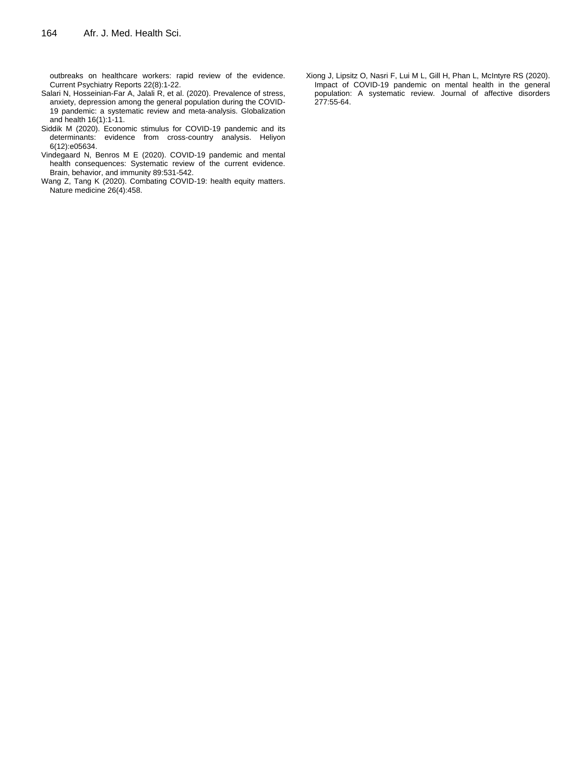outbreaks on healthcare workers: rapid review of the evidence. Current Psychiatry Reports 22(8):1-22.

Salari N, Hosseinian-Far A, Jalali R, et al. (2020). Prevalence of stress, anxiety, depression among the general population during the COVID-19 pandemic: a systematic review and meta-analysis. Globalization and health 16(1):1-11.

Siddik M (2020). Economic stimulus for COVID-19 pandemic and its determinants: evidence from cross-country analysis. Heliyon 6(12):e05634.

Vindegaard N, Benros M E (2020). COVID-19 pandemic and mental health consequences: Systematic review of the current evidence. Brain, behavior, and immunity 89:531-542.

Wang Z, Tang K (2020). Combating COVID-19: health equity matters. Nature medicine 26(4):458.

Xiong J, Lipsitz O, Nasri F, Lui M L, Gill H, Phan L, McIntyre RS (2020). Impact of COVID-19 pandemic on mental health in the general population: A systematic review. Journal of affective disorders 277:55-64.